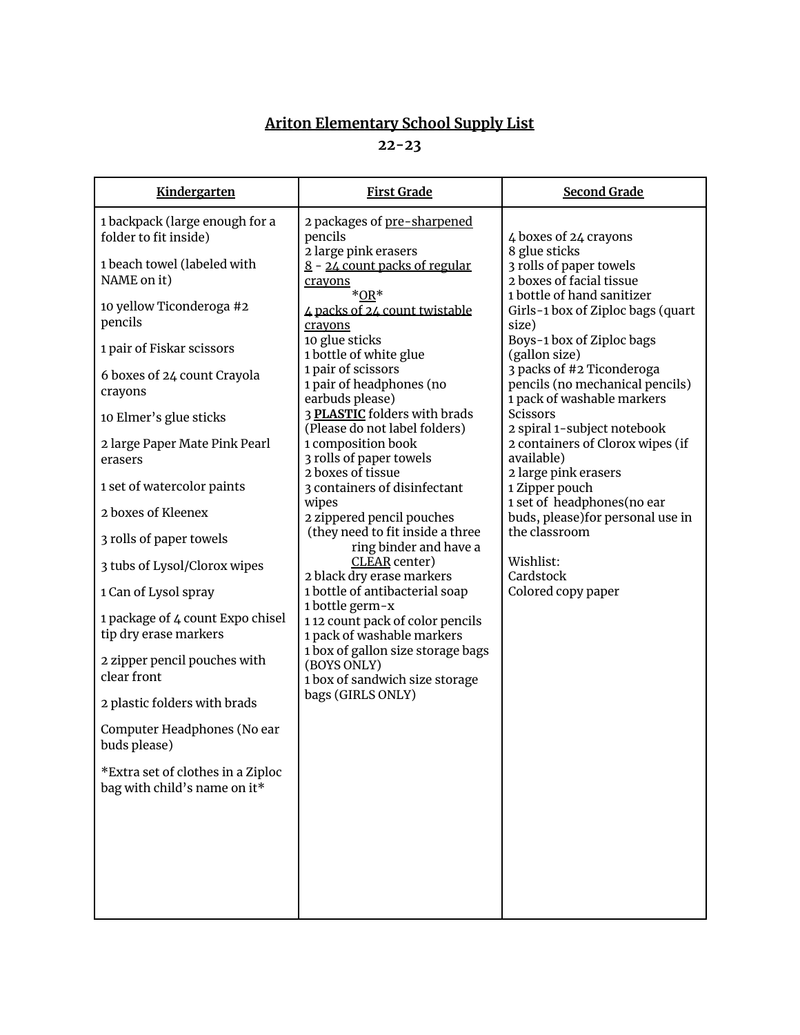# Ariton Elementary School Supply List

## 22-23

| Kindergarten | First Grade | Second Grade |
| --- | --- | --- |
| 1 backpack (large enough for a folder to fit inside)<br><br>1 beach towel (labeled with NAME on it)<br><br>10 yellow Ticonderoga #2 pencils<br><br>1 pair of Fiskar scissors<br><br>6 boxes of 24 count Crayola crayons<br><br>10 Elmer's glue sticks<br><br>2 large Paper Mate Pink Pearl erasers<br><br>1 set of watercolor paints<br><br>2 boxes of Kleenex<br><br>3 rolls of paper towels<br><br>3 tubs of Lysol/Clorox wipes<br><br>1 Can of Lysol spray<br><br>1 package of 4 count Expo chisel tip dry erase markers<br><br>2 zipper pencil pouches with clear front<br><br>2 plastic folders with brads<br><br>Computer Headphones (No ear buds please)<br><br>*Extra set of clothes in a Ziploc bag with child's name on it* | 2 packages of pre-sharpened pencils<br>2 large pink erasers<br>8 - 24 count packs of regular crayons<br>*OR*<br>4 packs of 24 count twistable crayons<br>10 glue sticks<br>1 bottle of white glue<br>1 pair of scissors<br>1 pair of headphones (no earbuds please)<br>3 **PLASTIC** folders with brads (Please do not label folders)<br>1 composition book<br>3 rolls of paper towels<br>2 boxes of tissue<br>3 containers of disinfectant wipes<br>2 zippered pencil pouches (they need to fit inside a three ring binder and have a CLEAR center)<br>2 black dry erase markers<br>1 bottle of antibacterial soap<br>1 bottle germ-x<br>1 12 count pack of color pencils<br>1 pack of washable markers<br>1 box of gallon size storage bags (BOYS ONLY)<br>1 box of sandwich size storage bags (GIRLS ONLY) | 4 boxes of 24 crayons<br>8 glue sticks<br>3 rolls of paper towels<br>2 boxes of facial tissue<br>1 bottle of hand sanitizer<br>Girls-1 box of Ziploc bags (quart size)<br>Boys-1 box of Ziploc bags (gallon size)<br>3 packs of #2 Ticonderoga pencils (no mechanical pencils)<br>1 pack of washable markers<br>Scissors<br>2 spiral 1-subject notebook<br>2 containers of Clorox wipes (if available)<br>2 large pink erasers<br>1 Zipper pouch<br>1 set of headphones(no ear buds, please)for personal use in the classroom<br><br>Wishlist:<br>Cardstock<br>Colored copy paper |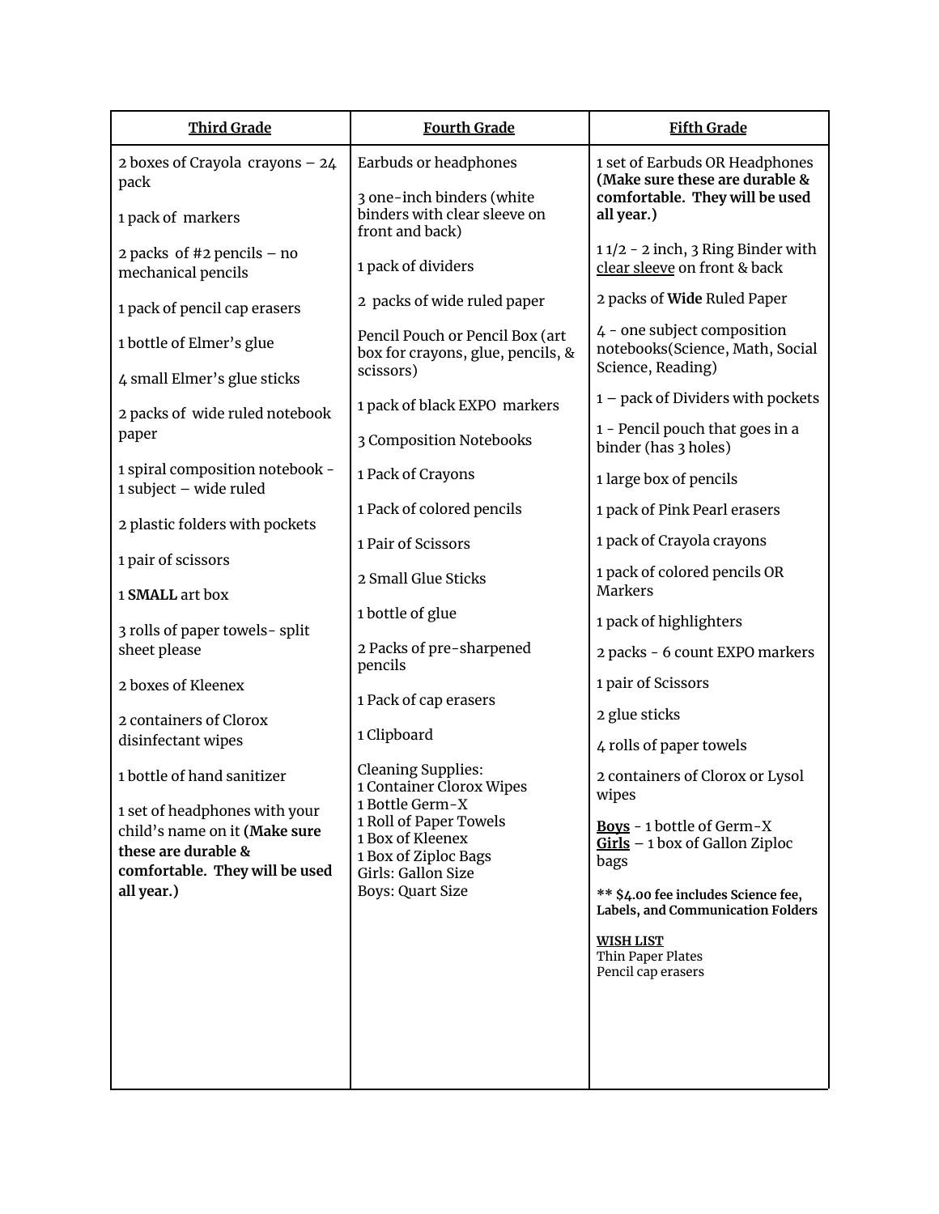| **Third Grade** | **Fourth Grade** | **Fifth Grade** |
|---|---|---|
| 2 boxes of Crayola crayons – 24 pack<br><br>1 pack of markers<br><br>2 packs of #2 pencils – no mechanical pencils<br><br>1 pack of pencil cap erasers<br><br>1 bottle of Elmer's glue<br><br>4 small Elmer's glue sticks<br><br>2 packs of wide ruled notebook paper<br><br>1 spiral composition notebook - 1 subject – wide ruled<br><br>2 plastic folders with pockets<br><br>1 pair of scissors<br><br>1 **SMALL** art box<br><br>3 rolls of paper towels- split sheet please<br><br>2 boxes of Kleenex<br><br>2 containers of Clorox disinfectant wipes<br><br>1 bottle of hand sanitizer<br><br>1 set of headphones with your child's name on it **(Make sure these are durable & comfortable. They will be used all year.)** | Earbuds or headphones<br><br>3 one-inch binders (white binders with clear sleeve on front and back)<br><br>1 pack of dividers<br><br>2 packs of wide ruled paper<br><br>Pencil Pouch or Pencil Box (art box for crayons, glue, pencils, & scissors)<br><br>1 pack of black EXPO markers<br><br>3 Composition Notebooks<br><br>1 Pack of Crayons<br><br>1 Pack of colored pencils<br><br>1 Pair of Scissors<br><br>2 Small Glue Sticks<br><br>1 bottle of glue<br><br>2 Packs of pre-sharpened pencils<br><br>1 Pack of cap erasers<br><br>1 Clipboard<br><br>Cleaning Supplies:<br>1 Container Clorox Wipes<br>1 Bottle Germ-X<br>1 Roll of Paper Towels<br>1 Box of Kleenex<br>1 Box of Ziploc Bags<br>Girls: Gallon Size<br>Boys: Quart Size | 1 set of Earbuds OR Headphones **(Make sure these are durable & comfortable. They will be used all year.)**<br><br>1 1/2 - 2 inch, 3 Ring Binder with <u>clear sleeve</u> on front & back<br><br>2 packs of **Wide** Ruled Paper<br><br>4 - one subject composition notebooks(Science, Math, Social Science, Reading)<br><br>1 – pack of Dividers with pockets<br><br>1 - Pencil pouch that goes in a binder (has 3 holes)<br><br>1 large box of pencils<br><br>1 pack of Pink Pearl erasers<br><br>1 pack of Crayola crayons<br><br>1 pack of colored pencils OR Markers<br><br>1 pack of highlighters<br><br>2 packs - 6 count EXPO markers<br><br>1 pair of Scissors<br><br>2 glue sticks<br><br>4 rolls of paper towels<br><br>2 containers of Clorox or Lysol wipes<br><br>**<u>Boys</u>** - 1 bottle of Germ-X<br>**<u>Girls</u>** – 1 box of Gallon Ziploc bags<br><br>**** $4.00 fee includes Science fee, Labels, and Communication Folders**<br><br>**<u>WISH LIST</u>**<br>Thin Paper Plates<br>Pencil cap erasers |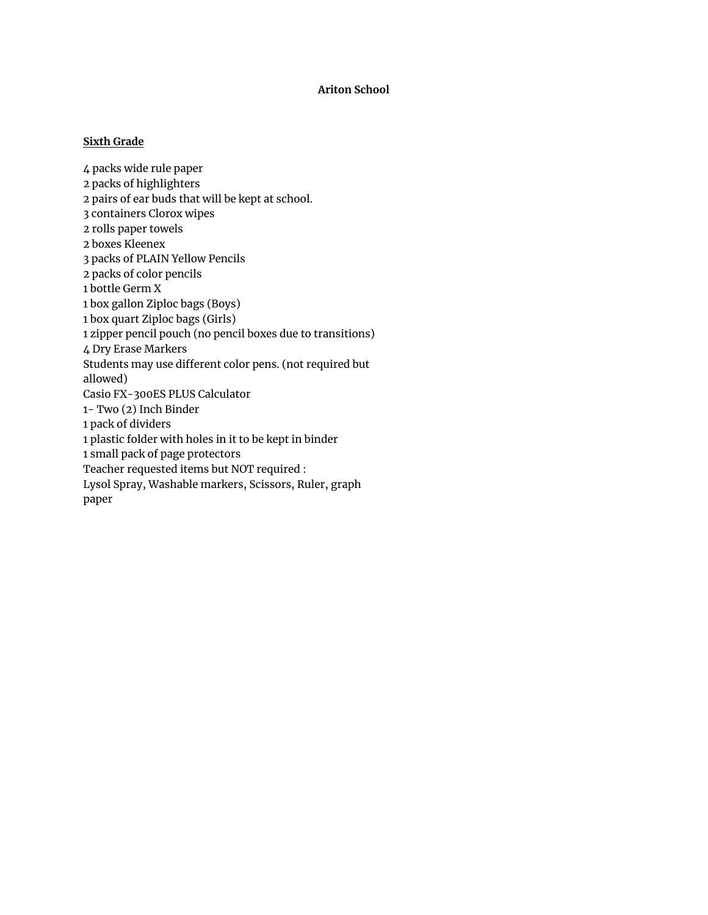**Ariton School**

**<u>Sixth Grade</u>**

4 packs wide rule paper
2 packs of highlighters
2 pairs of ear buds that will be kept at school.
3 containers Clorox wipes
2 rolls paper towels
2 boxes Kleenex
3 packs of PLAIN Yellow Pencils
2 packs of color pencils
1 bottle Germ X
1 box gallon Ziploc bags (Boys)
1 box quart Ziploc bags (Girls)
1 zipper pencil pouch (no pencil boxes due to transitions)
4 Dry Erase Markers
Students may use different color pens. (not required but allowed)
Casio FX-300ES PLUS Calculator
1- Two (2) Inch Binder
1 pack of dividers
1 plastic folder with holes in it to be kept in binder
1 small pack of page protectors
Teacher requested items but NOT required :
Lysol Spray, Washable markers, Scissors, Ruler, graph paper